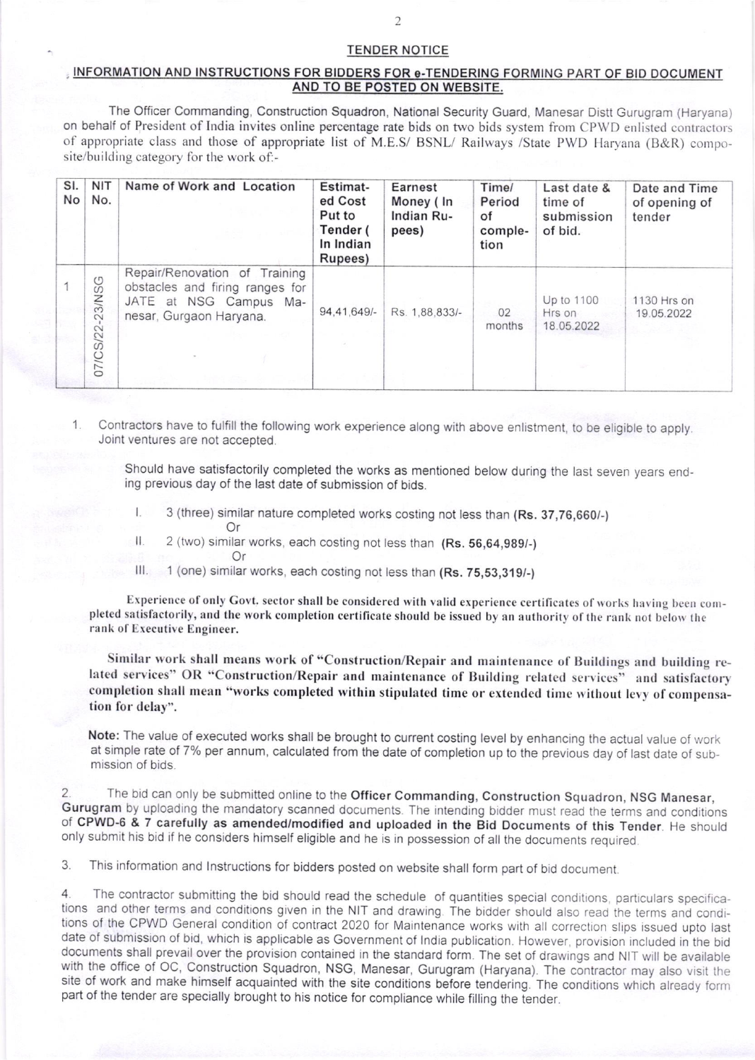## TENDER NOTICE

### INFORMATION AND INSTRUCTIONS FOR BIDDERS FOR e-TENDERING FORMING PART OF BID DOCUMENT AND TO BE POSTED ON WEBSITE.

The Officer Commanding, Construction Squadron, National Security Guard, Manesar Distt Gurugram (Haryana) on behalf of President of India invites online percentage rate bids on two bids system from CPWD enlisted contractors of appropriate class and those of appropriate list of M.E.S/ BSNL/ Railways /State PWD Haryana (B&R) composite/building category for the work of:-

| Sl. No | NIT No. | Name of Work and Location | Estimated Cost Put to Tender ( In Indian Rupees) | Earnest Money ( In Indian Rupees) | Time/ Period of completion | Last date & time of submission of bid. | Date and Time of opening of tender |
|---|---|---|---|---|---|---|---|
| 1 | 07/CS/22-23/NSG | Repair/Renovation of Training obstacles and firing ranges for JATE at NSG Campus Manesar, Gurgaon Haryana. | 94,41,649/- | Rs. 1,88,833/- | 02 months | Up to 1100 Hrs on 18.05.2022 | 1130 Hrs on 19.05.2022 |

1. Contractors have to fulfill the following work experience along with above enlistment, to be eligible to apply. Joint ventures are not accepted.

   Should have satisfactorily completed the works as mentioned below during the last seven years ending previous day of the last date of submission of bids.

   I. 3 (three) similar nature completed works costing not less than **(Rs. 37,76,660/-)**
   
   Or
   
   II. 2 (two) similar works, each costing not less than **(Rs. 56,64,989/-)**
   
   Or
   
   III. 1 (one) similar works, each costing not less than **(Rs. 75,53,319/-)**

   **Experience of only Govt. sector shall be considered with valid experience certificates of works having been completed satisfactorily, and the work completion certificate should be issued by an authority of the rank not below the rank of Executive Engineer.**

   **Similar work shall means work of "Construction/Repair and maintenance of Buildings and building related services" OR "Construction/Repair and maintenance of Building related services" and satisfactory completion shall mean "works completed within stipulated time or extended time without levy of compensation for delay".**

   **Note:** The value of executed works shall be brought to current costing level by enhancing the actual value of work at simple rate of 7% per annum, calculated from the date of completion up to the previous day of last date of submission of bids.

2. The bid can only be submitted online to the **Officer Commanding, Construction Squadron, NSG Manesar, Gurugram** by uploading the mandatory scanned documents. The intending bidder must read the terms and conditions of **CPWD-6 & 7 carefully as amended/modified and uploaded in the Bid Documents of this Tender**. He should only submit his bid if he considers himself eligible and he is in possession of all the documents required.

3. This information and Instructions for bidders posted on website shall form part of bid document.

4. The contractor submitting the bid should read the schedule of quantities special conditions, particulars specifications and other terms and conditions given in the NIT and drawing. The bidder should also read the terms and conditions of the CPWD General condition of contract 2020 for Maintenance works with all correction slips issued upto last date of submission of bid, which is applicable as Government of India publication. However, provision included in the bid documents shall prevail over the provision contained in the standard form. The set of drawings and NIT will be available with the office of OC, Construction Squadron, NSG, Manesar, Gurugram (Haryana). The contractor may also visit the site of work and make himself acquainted with the site conditions before tendering. The conditions which already form part of the tender are specially brought to his notice for compliance while filling the tender.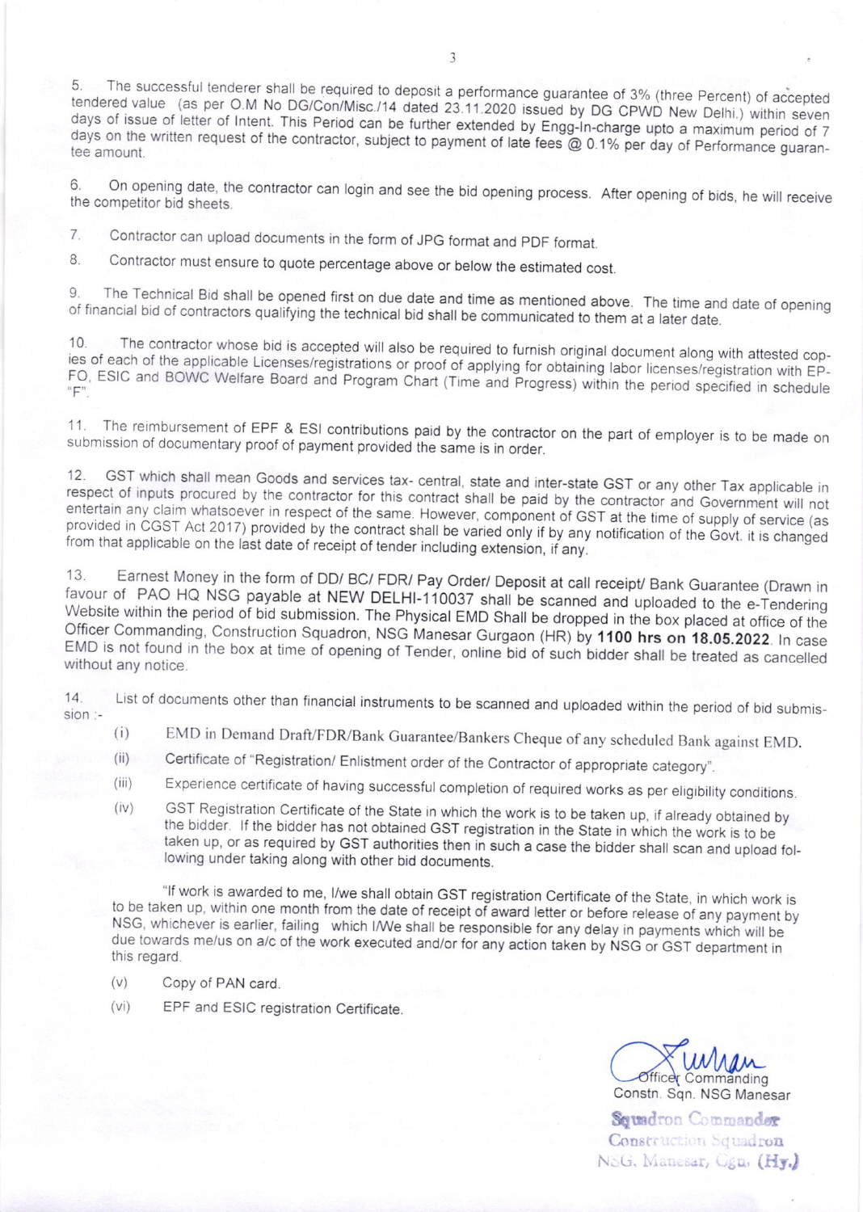5. The successful tenderer shall be required to deposit a performance guarantee of 3% (three Percent) of accepted tendered value (as per O.M No DG/Con/Misc./14 dated 23.11.2020 issued by DG CPWD New Delhi.) within seven days of issue of letter of Intent. This Period can be further extended by Engg-In-charge upto a maximum period of 7 days on the written request of the contractor, subject to payment of late fees @ 0.1% per day of Performance guarantee amount.

6. On opening date, the contractor can login and see the bid opening process. After opening of bids, he will receive the competitor bid sheets.

7. Contractor can upload documents in the form of JPG format and PDF format.

8. Contractor must ensure to quote percentage above or below the estimated cost.

9. The Technical Bid shall be opened first on due date and time as mentioned above. The time and date of opening of financial bid of contractors qualifying the technical bid shall be communicated to them at a later date.

10. The contractor whose bid is accepted will also be required to furnish original document along with attested copies of each of the applicable Licenses/registrations or proof of applying for obtaining labor licenses/registration with EPFO, ESIC and BOWC Welfare Board and Program Chart (Time and Progress) within the period specified in schedule "F".

11. The reimbursement of EPF & ESI contributions paid by the contractor on the part of employer is to be made on submission of documentary proof of payment provided the same is in order.

12. GST which shall mean Goods and services tax- central, state and inter-state GST or any other Tax applicable in respect of inputs procured by the contractor for this contract shall be paid by the contractor and Government will not entertain any claim whatsoever in respect of the same. However, component of GST at the time of supply of service (as provided in CGST Act 2017) provided by the contract shall be varied only if by any notification of the Govt. it is changed from that applicable on the last date of receipt of tender including extension, if any.

13. Earnest Money in the form of DD/ BC/ FDR/ Pay Order/ Deposit at call receipt/ Bank Guarantee (Drawn in favour of PAO HQ NSG payable at NEW DELHI-110037 shall be scanned and uploaded to the e-Tendering Website within the period of bid submission. The Physical EMD Shall be dropped in the box placed at office of the Officer Commanding, Construction Squadron, NSG Manesar Gurgaon (HR) by **1100 hrs on 18.05.2022**. In case EMD is not found in the box at time of opening of Tender, online bid of such bidder shall be treated as cancelled without any notice.

14. List of documents other than financial instruments to be scanned and uploaded within the period of bid submission :-

(i) EMD in Demand Draft/FDR/Bank Guarantee/Bankers Cheque of any scheduled Bank against EMD.

(ii) Certificate of "Registration/ Enlistment order of the Contractor of appropriate category".

(iii) Experience certificate of having successful completion of required works as per eligibility conditions.

(iv) GST Registration Certificate of the State in which the work is to be taken up, if already obtained by the bidder. If the bidder has not obtained GST registration in the State in which the work is to be taken up, or as required by GST authorities then in such a case the bidder shall scan and upload following under taking along with other bid documents.

"If work is awarded to me, I/we shall obtain GST registration Certificate of the State, in which work is to be taken up, within one month from the date of receipt of award letter or before release of any payment by NSG, whichever is earlier, failing which I/We shall be responsible for any delay in payments which will be due towards me/us on a/c of the work executed and/or for any action taken by NSG or GST department in this regard.

(v) Copy of PAN card.

(vi) EPF and ESIC registration Certificate.

Officer Commanding
Constn. Sqn. NSG Manesar

Squadron Commander
Construction Squadron
NSG, Manesar, Ggn. (Hy.)